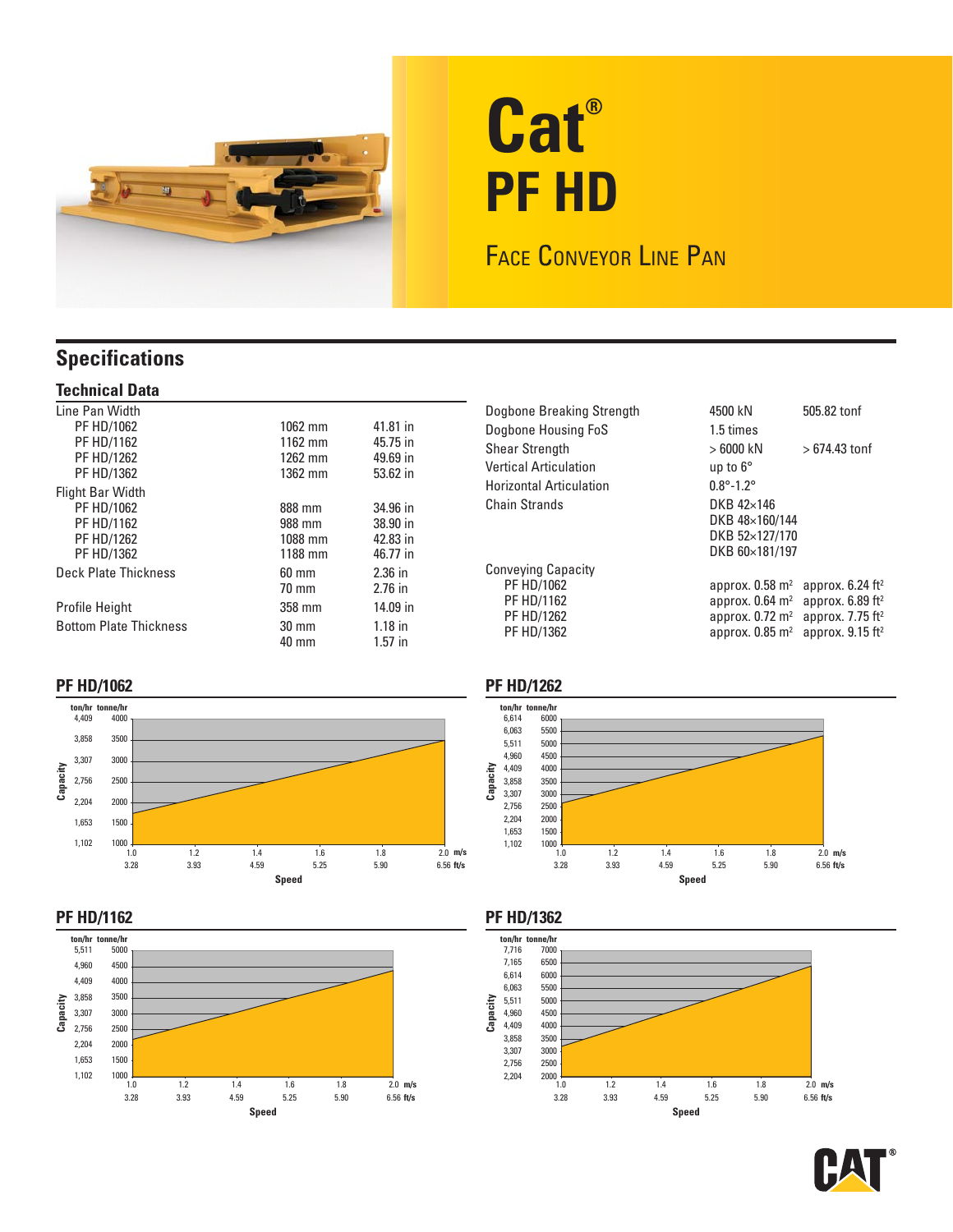# Cat®

# PF HD

## Face Conveyor Line Pan

## Specifications

### Technical Data

| | | |
|---|---|---|
| Line Pan Width | | |
| PF HD/1062 | 1062 mm | 41.81 in |
| PF HD/1162 | 1162 mm | 45.75 in |
| PF HD/1262 | 1262 mm | 49.69 in |
| PF HD/1362 | 1362 mm | 53.62 in |
| Flight Bar Width | | |
| PF HD/1062 | 888 mm | 34.96 in |
| PF HD/1162 | 988 mm | 38.90 in |
| PF HD/1262 | 1088 mm | 42.83 in |
| PF HD/1362 | 1188 mm | 46.77 in |
| Deck Plate Thickness | 60 mm | 2.36 in |
| | 70 mm | 2.76 in |
| Profile Height | 358 mm | 14.09 in |
| Bottom Plate Thickness | 30 mm | 1.18 in |
| | 40 mm | 1.57 in |

| | | |
|---|---|---|
| Dogbone Breaking Strength | 4500 kN | 505.82 tonf |
| Dogbone Housing FoS | 1.5 times | |
| Shear Strength | > 6000 kN | > 674.43 tonf |
| Vertical Articulation | up to 6° | |
| Horizontal Articulation | 0.8°-1.2° | |
| Chain Strands | DKB 42×146 | |
| | DKB 48×160/144 | |
| | DKB 52×127/170 | |
| | DKB 60×181/197 | |
| Conveying Capacity | | |
| PF HD/1062 | approx. 0.58 m² | approx. 6.24 ft² |
| PF HD/1162 | approx. 0.64 m² | approx. 6.89 ft² |
| PF HD/1262 | approx. 0.72 m² | approx. 7.75 ft² |
| PF HD/1362 | approx. 0.85 m² | approx. 9.15 ft² |

### PF HD/1062

Capacity (ton/hr, tonne/hr): 1,102/1000; 1,653/1500; 2,204/2000; 2,756/2500; 3,307/3000; 3,858/3500; 4,409/4000

Speed (m/s / ft/s): 1.0/3.28; 1.2/3.93; 1.4/4.59; 1.6/5.25; 1.8/5.90; 2.0/6.56

### PF HD/1262

Capacity (ton/hr, tonne/hr): 1,102/1000; 1,653/1500; 2,204/2000; 2,756/2500; 3,307/3000; 3,858/3500; 4,409/4000; 4,960/4500; 5,511/5000; 6,063/5500; 6,614/6000

Speed (m/s / ft/s): 1.0/3.28; 1.2/3.93; 1.4/4.59; 1.6/5.25; 1.8/5.90; 2.0/6.56

### PF HD/1162

Capacity (ton/hr, tonne/hr): 1,102/1000; 1,653/1500; 2,204/2000; 2,756/2500; 3,307/3000; 3,858/3500; 4,409/4000; 4,960/4500; 5,511/5000

Speed (m/s / ft/s): 1.0/3.28; 1.2/3.93; 1.4/4.59; 1.6/5.25; 1.8/5.90; 2.0/6.56

### PF HD/1362

Capacity (ton/hr, tonne/hr): 2,204/2000; 2,756/2500; 3,307/3000; 3,858/3500; 4,409/4000; 4,960/4500; 5,511/5000; 6,063/5500; 6,614/6000; 7,165/6500; 7,716/7000

Speed (m/s / ft/s): 1.0/3.28; 1.2/3.93; 1.4/4.59; 1.6/5.25; 1.8/5.90; 2.0/6.56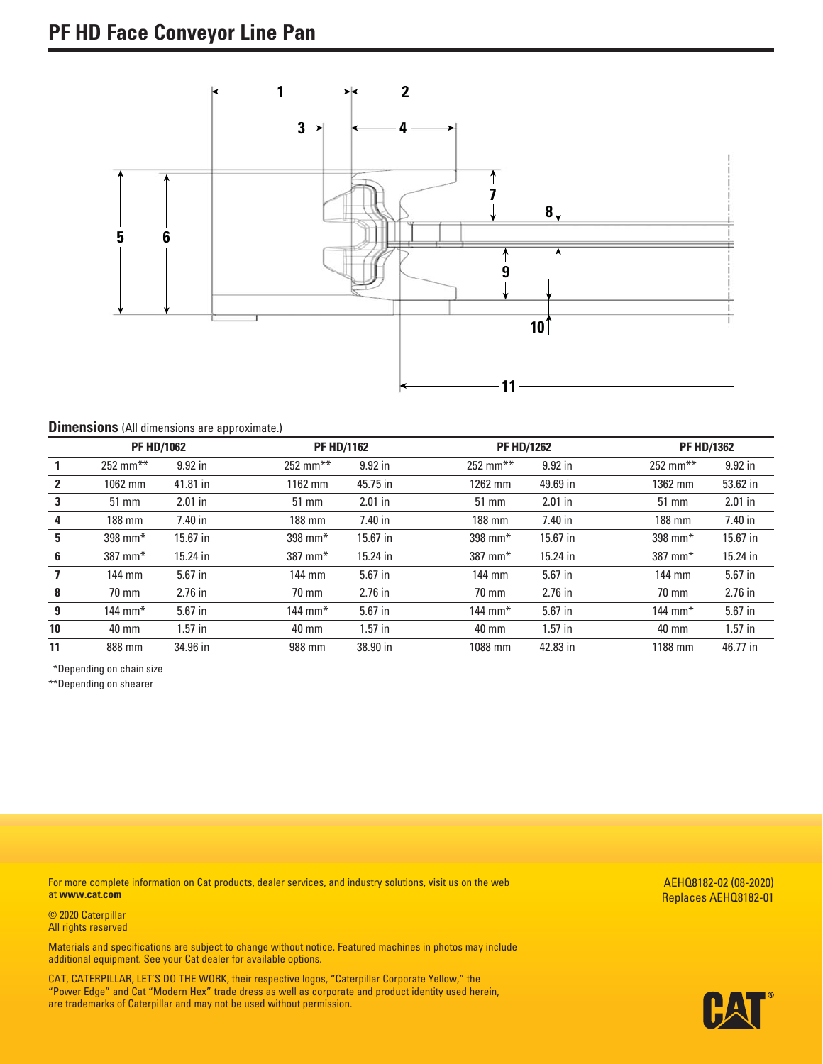# PF HD Face Conveyor Line Pan

1
2
3
4
5
6
7
8
9
10
11

**Dimensions** (All dimensions are approximate.)

| | PF HD/1062 | | PF HD/1162 | | PF HD/1262 | | PF HD/1362 | |
|---|---|---|---|---|---|---|---|---|
| **1** | 252 mm** | 9.92 in | 252 mm** | 9.92 in | 252 mm** | 9.92 in | 252 mm** | 9.92 in |
| **2** | 1062 mm | 41.81 in | 1162 mm | 45.75 in | 1262 mm | 49.69 in | 1362 mm | 53.62 in |
| **3** | 51 mm | 2.01 in | 51 mm | 2.01 in | 51 mm | 2.01 in | 51 mm | 2.01 in |
| **4** | 188 mm | 7.40 in | 188 mm | 7.40 in | 188 mm | 7.40 in | 188 mm | 7.40 in |
| **5** | 398 mm* | 15.67 in | 398 mm* | 15.67 in | 398 mm* | 15.67 in | 398 mm* | 15.67 in |
| **6** | 387 mm* | 15.24 in | 387 mm* | 15.24 in | 387 mm* | 15.24 in | 387 mm* | 15.24 in |
| **7** | 144 mm | 5.67 in | 144 mm | 5.67 in | 144 mm | 5.67 in | 144 mm | 5.67 in |
| **8** | 70 mm | 2.76 in | 70 mm | 2.76 in | 70 mm | 2.76 in | 70 mm | 2.76 in |
| **9** | 144 mm* | 5.67 in | 144 mm* | 5.67 in | 144 mm* | 5.67 in | 144 mm* | 5.67 in |
| **10** | 40 mm | 1.57 in | 40 mm | 1.57 in | 40 mm | 1.57 in | 40 mm | 1.57 in |
| **11** | 888 mm | 34.96 in | 988 mm | 38.90 in | 1088 mm | 42.83 in | 1188 mm | 46.77 in |

*Depending on chain size

**Depending on shearer

For more complete information on Cat products, dealer services, and industry solutions, visit us on the web at **www.cat.com**

© 2020 Caterpillar
All rights reserved

Materials and specifications are subject to change without notice. Featured machines in photos may include additional equipment. See your Cat dealer for available options.

CAT, CATERPILLAR, LET'S DO THE WORK, their respective logos, "Caterpillar Corporate Yellow," the "Power Edge" and Cat "Modern Hex" trade dress as well as corporate and product identity used herein, are trademarks of Caterpillar and may not be used without permission.

AEHQ8182-02 (08-2020)
Replaces AEHQ8182-01